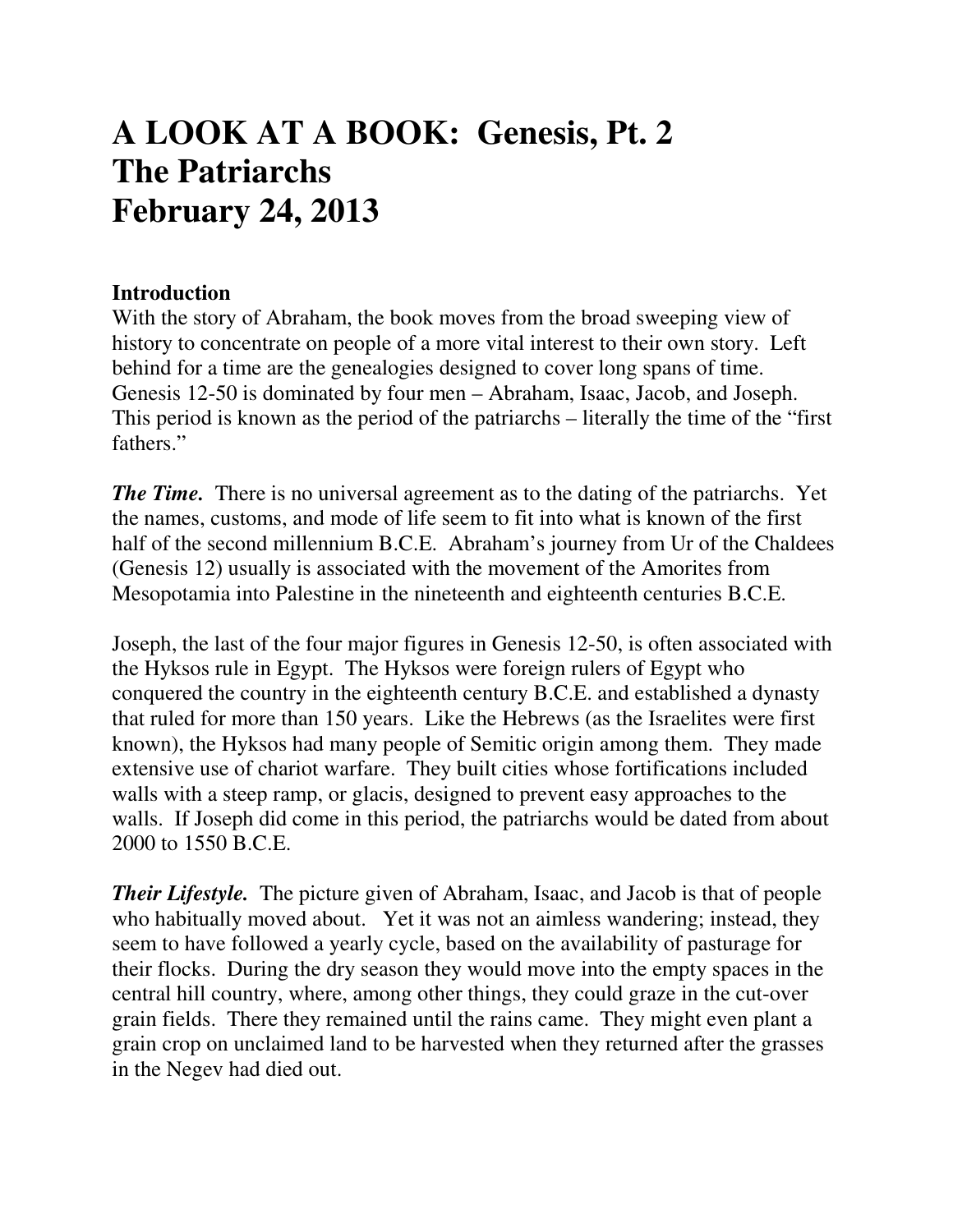# A LOOK AT A BOOK: Genesis, Pt. 2
# The Patriarchs
# February 24, 2013

**Introduction**

With the story of Abraham, the book moves from the broad sweeping view of history to concentrate on people of a more vital interest to their own story. Left behind for a time are the genealogies designed to cover long spans of time. Genesis 12-50 is dominated by four men – Abraham, Isaac, Jacob, and Joseph. This period is known as the period of the patriarchs – literally the time of the "first fathers."

***The Time.*** There is no universal agreement as to the dating of the patriarchs. Yet the names, customs, and mode of life seem to fit into what is known of the first half of the second millennium B.C.E. Abraham's journey from Ur of the Chaldees (Genesis 12) usually is associated with the movement of the Amorites from Mesopotamia into Palestine in the nineteenth and eighteenth centuries B.C.E.

Joseph, the last of the four major figures in Genesis 12-50, is often associated with the Hyksos rule in Egypt. The Hyksos were foreign rulers of Egypt who conquered the country in the eighteenth century B.C.E. and established a dynasty that ruled for more than 150 years. Like the Hebrews (as the Israelites were first known), the Hyksos had many people of Semitic origin among them. They made extensive use of chariot warfare. They built cities whose fortifications included walls with a steep ramp, or glacis, designed to prevent easy approaches to the walls. If Joseph did come in this period, the patriarchs would be dated from about 2000 to 1550 B.C.E.

***Their Lifestyle.*** The picture given of Abraham, Isaac, and Jacob is that of people who habitually moved about. Yet it was not an aimless wandering; instead, they seem to have followed a yearly cycle, based on the availability of pasturage for their flocks. During the dry season they would move into the empty spaces in the central hill country, where, among other things, they could graze in the cut-over grain fields. There they remained until the rains came. They might even plant a grain crop on unclaimed land to be harvested when they returned after the grasses in the Negev had died out.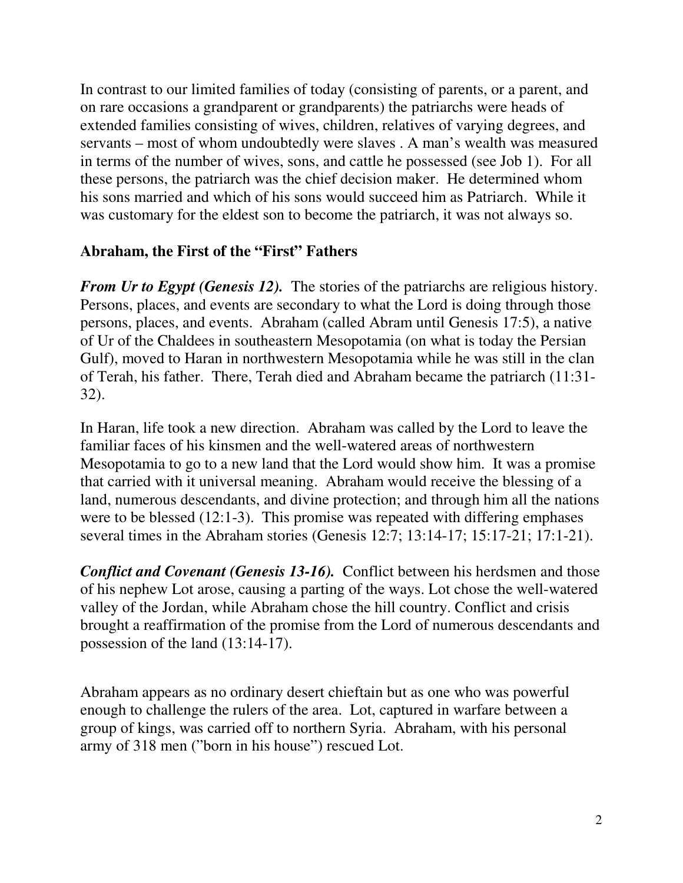In contrast to our limited families of today (consisting of parents, or a parent, and on rare occasions a grandparent or grandparents) the patriarchs were heads of extended families consisting of wives, children, relatives of varying degrees, and servants – most of whom undoubtedly were slaves . A man's wealth was measured in terms of the number of wives, sons, and cattle he possessed (see Job 1). For all these persons, the patriarch was the chief decision maker. He determined whom his sons married and which of his sons would succeed him as Patriarch. While it was customary for the eldest son to become the patriarch, it was not always so.

### Abraham, the First of the "First" Fathers

***From Ur to Egypt (Genesis 12).*** The stories of the patriarchs are religious history. Persons, places, and events are secondary to what the Lord is doing through those persons, places, and events. Abraham (called Abram until Genesis 17:5), a native of Ur of the Chaldees in southeastern Mesopotamia (on what is today the Persian Gulf), moved to Haran in northwestern Mesopotamia while he was still in the clan of Terah, his father. There, Terah died and Abraham became the patriarch (11:31-32).

In Haran, life took a new direction. Abraham was called by the Lord to leave the familiar faces of his kinsmen and the well-watered areas of northwestern Mesopotamia to go to a new land that the Lord would show him. It was a promise that carried with it universal meaning. Abraham would receive the blessing of a land, numerous descendants, and divine protection; and through him all the nations were to be blessed (12:1-3). This promise was repeated with differing emphases several times in the Abraham stories (Genesis 12:7; 13:14-17; 15:17-21; 17:1-21).

***Conflict and Covenant (Genesis 13-16).*** Conflict between his herdsmen and those of his nephew Lot arose, causing a parting of the ways. Lot chose the well-watered valley of the Jordan, while Abraham chose the hill country. Conflict and crisis brought a reaffirmation of the promise from the Lord of numerous descendants and possession of the land (13:14-17).

Abraham appears as no ordinary desert chieftain but as one who was powerful enough to challenge the rulers of the area. Lot, captured in warfare between a group of kings, was carried off to northern Syria. Abraham, with his personal army of 318 men ("born in his house") rescued Lot.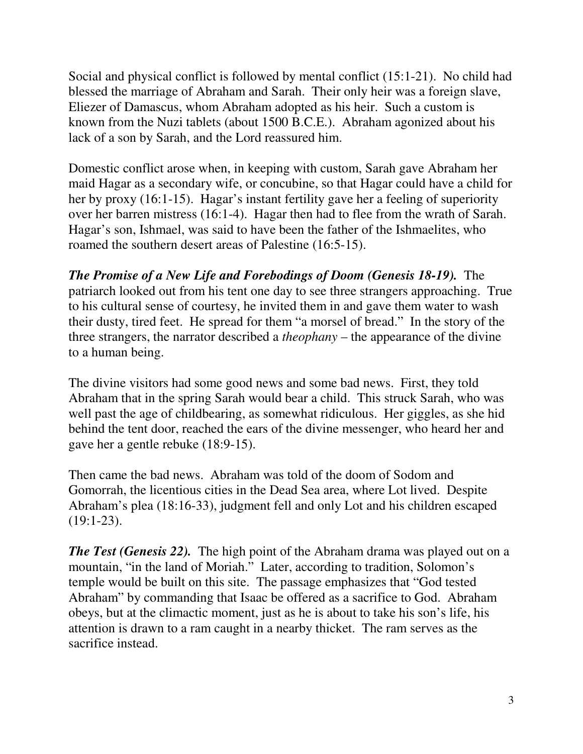Social and physical conflict is followed by mental conflict (15:1-21). No child had blessed the marriage of Abraham and Sarah. Their only heir was a foreign slave, Eliezer of Damascus, whom Abraham adopted as his heir. Such a custom is known from the Nuzi tablets (about 1500 B.C.E.). Abraham agonized about his lack of a son by Sarah, and the Lord reassured him.

Domestic conflict arose when, in keeping with custom, Sarah gave Abraham her maid Hagar as a secondary wife, or concubine, so that Hagar could have a child for her by proxy (16:1-15). Hagar's instant fertility gave her a feeling of superiority over her barren mistress (16:1-4). Hagar then had to flee from the wrath of Sarah. Hagar's son, Ishmael, was said to have been the father of the Ishmaelites, who roamed the southern desert areas of Palestine (16:5-15).

***The Promise of a New Life and Forebodings of Doom (Genesis 18-19).*** The patriarch looked out from his tent one day to see three strangers approaching. True to his cultural sense of courtesy, he invited them in and gave them water to wash their dusty, tired feet. He spread for them "a morsel of bread." In the story of the three strangers, the narrator described a *theophany* – the appearance of the divine to a human being.

The divine visitors had some good news and some bad news. First, they told Abraham that in the spring Sarah would bear a child. This struck Sarah, who was well past the age of childbearing, as somewhat ridiculous. Her giggles, as she hid behind the tent door, reached the ears of the divine messenger, who heard her and gave her a gentle rebuke (18:9-15).

Then came the bad news. Abraham was told of the doom of Sodom and Gomorrah, the licentious cities in the Dead Sea area, where Lot lived. Despite Abraham's plea (18:16-33), judgment fell and only Lot and his children escaped (19:1-23).

***The Test (Genesis 22).*** The high point of the Abraham drama was played out on a mountain, "in the land of Moriah." Later, according to tradition, Solomon's temple would be built on this site. The passage emphasizes that "God tested Abraham" by commanding that Isaac be offered as a sacrifice to God. Abraham obeys, but at the climactic moment, just as he is about to take his son's life, his attention is drawn to a ram caught in a nearby thicket. The ram serves as the sacrifice instead.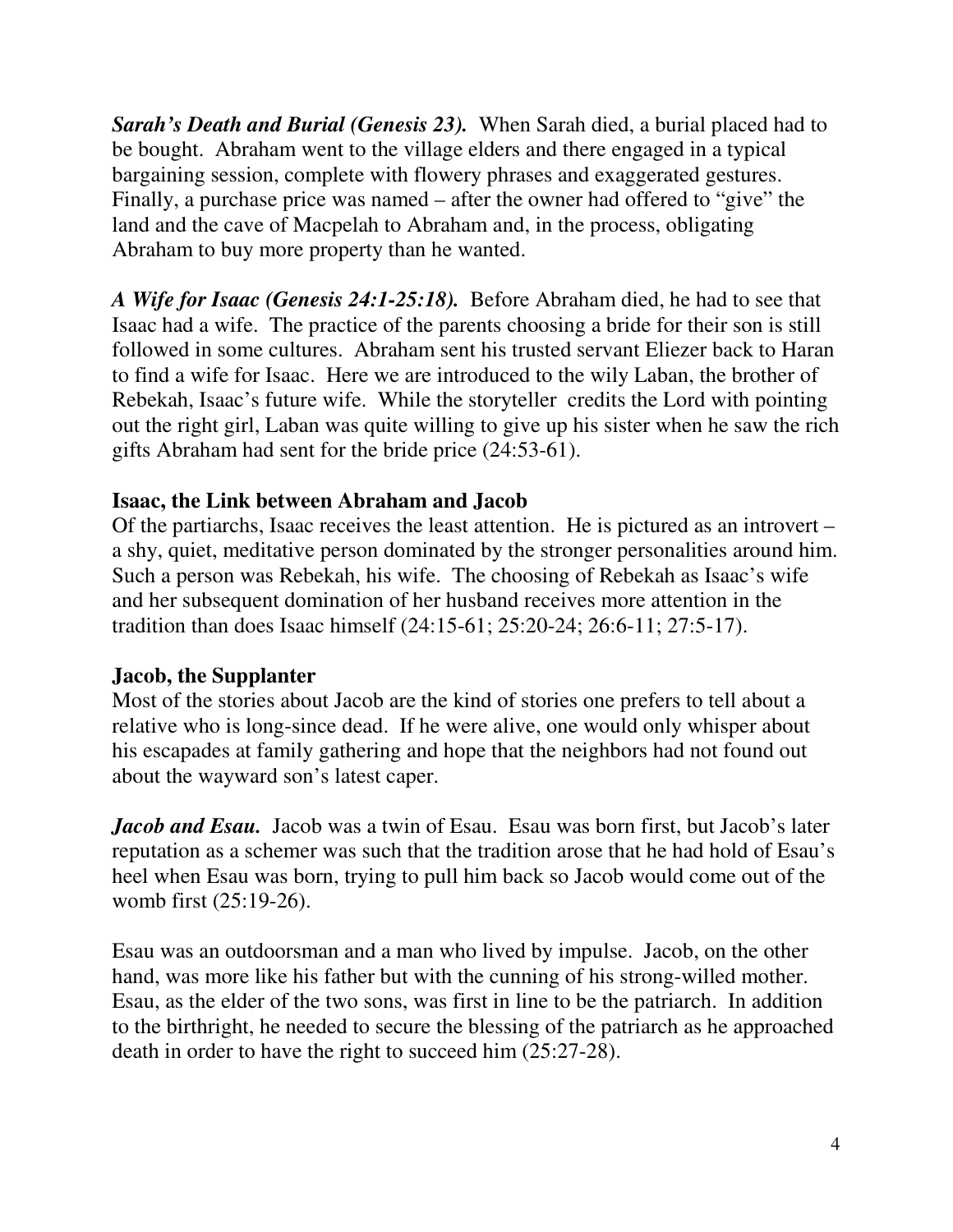***Sarah's Death and Burial (Genesis 23).*** When Sarah died, a burial placed had to be bought. Abraham went to the village elders and there engaged in a typical bargaining session, complete with flowery phrases and exaggerated gestures. Finally, a purchase price was named – after the owner had offered to "give" the land and the cave of Macpelah to Abraham and, in the process, obligating Abraham to buy more property than he wanted.

***A Wife for Isaac (Genesis 24:1-25:18).*** Before Abraham died, he had to see that Isaac had a wife. The practice of the parents choosing a bride for their son is still followed in some cultures. Abraham sent his trusted servant Eliezer back to Haran to find a wife for Isaac. Here we are introduced to the wily Laban, the brother of Rebekah, Isaac's future wife. While the storyteller credits the Lord with pointing out the right girl, Laban was quite willing to give up his sister when he saw the rich gifts Abraham had sent for the bride price (24:53-61).

**Isaac, the Link between Abraham and Jacob**

Of the partiarchs, Isaac receives the least attention. He is pictured as an introvert – a shy, quiet, meditative person dominated by the stronger personalities around him. Such a person was Rebekah, his wife. The choosing of Rebekah as Isaac's wife and her subsequent domination of her husband receives more attention in the tradition than does Isaac himself (24:15-61; 25:20-24; 26:6-11; 27:5-17).

**Jacob, the Supplanter**

Most of the stories about Jacob are the kind of stories one prefers to tell about a relative who is long-since dead. If he were alive, one would only whisper about his escapades at family gathering and hope that the neighbors had not found out about the wayward son's latest caper.

***Jacob and Esau.*** Jacob was a twin of Esau. Esau was born first, but Jacob's later reputation as a schemer was such that the tradition arose that he had hold of Esau's heel when Esau was born, trying to pull him back so Jacob would come out of the womb first (25:19-26).

Esau was an outdoorsman and a man who lived by impulse. Jacob, on the other hand, was more like his father but with the cunning of his strong-willed mother. Esau, as the elder of the two sons, was first in line to be the patriarch. In addition to the birthright, he needed to secure the blessing of the patriarch as he approached death in order to have the right to succeed him (25:27-28).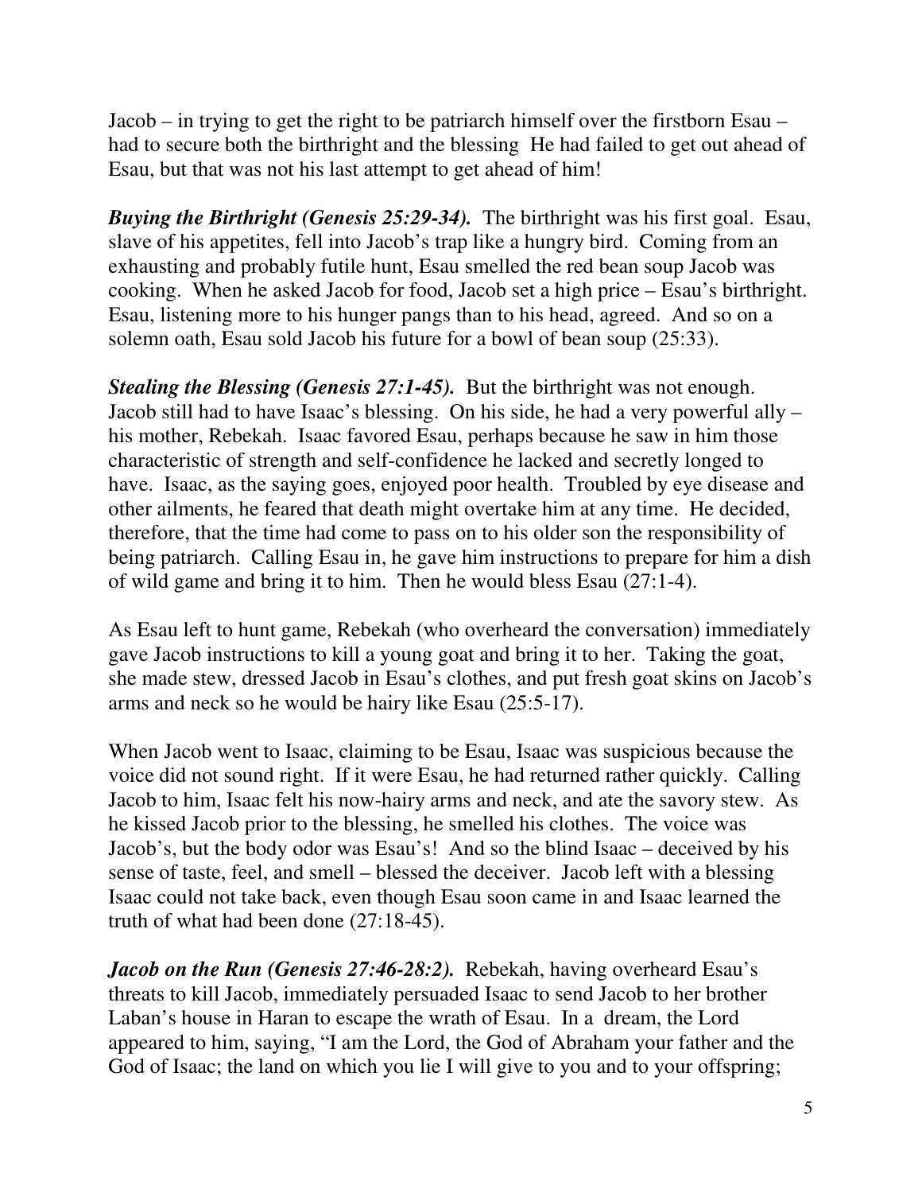Jacob – in trying to get the right to be patriarch himself over the firstborn Esau – had to secure both the birthright and the blessing He had failed to get out ahead of Esau, but that was not his last attempt to get ahead of him!

***Buying the Birthright (Genesis 25:29-34).*** The birthright was his first goal. Esau, slave of his appetites, fell into Jacob's trap like a hungry bird. Coming from an exhausting and probably futile hunt, Esau smelled the red bean soup Jacob was cooking. When he asked Jacob for food, Jacob set a high price – Esau's birthright. Esau, listening more to his hunger pangs than to his head, agreed. And so on a solemn oath, Esau sold Jacob his future for a bowl of bean soup (25:33).

***Stealing the Blessing (Genesis 27:1-45).*** But the birthright was not enough. Jacob still had to have Isaac's blessing. On his side, he had a very powerful ally – his mother, Rebekah. Isaac favored Esau, perhaps because he saw in him those characteristic of strength and self-confidence he lacked and secretly longed to have. Isaac, as the saying goes, enjoyed poor health. Troubled by eye disease and other ailments, he feared that death might overtake him at any time. He decided, therefore, that the time had come to pass on to his older son the responsibility of being patriarch. Calling Esau in, he gave him instructions to prepare for him a dish of wild game and bring it to him. Then he would bless Esau (27:1-4).

As Esau left to hunt game, Rebekah (who overheard the conversation) immediately gave Jacob instructions to kill a young goat and bring it to her. Taking the goat, she made stew, dressed Jacob in Esau's clothes, and put fresh goat skins on Jacob's arms and neck so he would be hairy like Esau (25:5-17).

When Jacob went to Isaac, claiming to be Esau, Isaac was suspicious because the voice did not sound right. If it were Esau, he had returned rather quickly. Calling Jacob to him, Isaac felt his now-hairy arms and neck, and ate the savory stew. As he kissed Jacob prior to the blessing, he smelled his clothes. The voice was Jacob's, but the body odor was Esau's! And so the blind Isaac – deceived by his sense of taste, feel, and smell – blessed the deceiver. Jacob left with a blessing Isaac could not take back, even though Esau soon came in and Isaac learned the truth of what had been done (27:18-45).

***Jacob on the Run (Genesis 27:46-28:2).*** Rebekah, having overheard Esau's threats to kill Jacob, immediately persuaded Isaac to send Jacob to her brother Laban's house in Haran to escape the wrath of Esau. In a dream, the Lord appeared to him, saying, "I am the Lord, the God of Abraham your father and the God of Isaac; the land on which you lie I will give to you and to your offspring;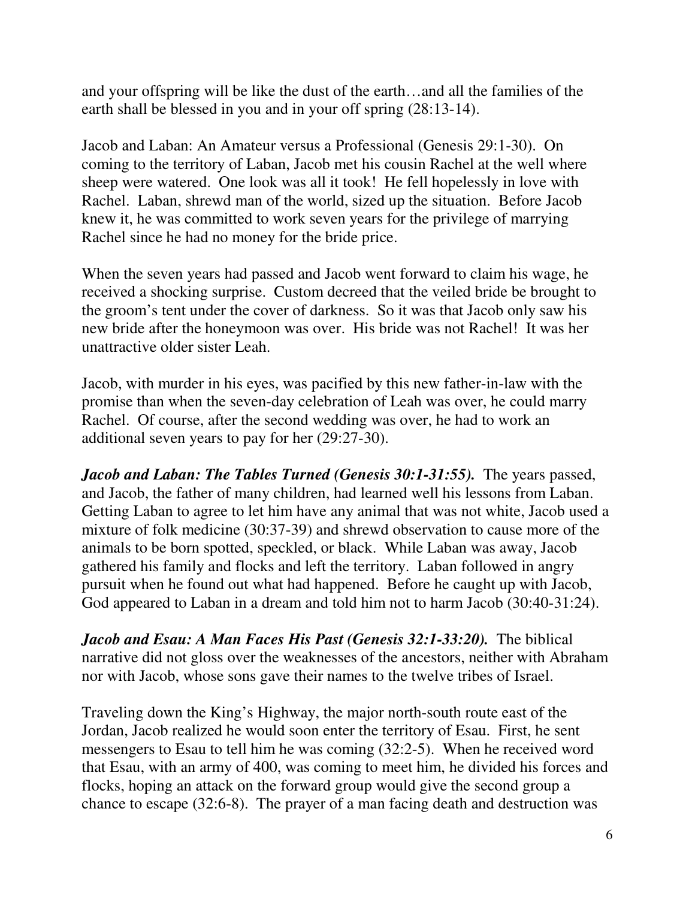and your offspring will be like the dust of the earth…and all the families of the earth shall be blessed in you and in your off spring (28:13-14).

Jacob and Laban: An Amateur versus a Professional (Genesis 29:1-30). On coming to the territory of Laban, Jacob met his cousin Rachel at the well where sheep were watered. One look was all it took! He fell hopelessly in love with Rachel. Laban, shrewd man of the world, sized up the situation. Before Jacob knew it, he was committed to work seven years for the privilege of marrying Rachel since he had no money for the bride price.

When the seven years had passed and Jacob went forward to claim his wage, he received a shocking surprise. Custom decreed that the veiled bride be brought to the groom's tent under the cover of darkness. So it was that Jacob only saw his new bride after the honeymoon was over. His bride was not Rachel! It was her unattractive older sister Leah.

Jacob, with murder in his eyes, was pacified by this new father-in-law with the promise than when the seven-day celebration of Leah was over, he could marry Rachel. Of course, after the second wedding was over, he had to work an additional seven years to pay for her (29:27-30).

***Jacob and Laban: The Tables Turned (Genesis 30:1-31:55).*** The years passed, and Jacob, the father of many children, had learned well his lessons from Laban. Getting Laban to agree to let him have any animal that was not white, Jacob used a mixture of folk medicine (30:37-39) and shrewd observation to cause more of the animals to be born spotted, speckled, or black. While Laban was away, Jacob gathered his family and flocks and left the territory. Laban followed in angry pursuit when he found out what had happened. Before he caught up with Jacob, God appeared to Laban in a dream and told him not to harm Jacob (30:40-31:24).

***Jacob and Esau: A Man Faces His Past (Genesis 32:1-33:20).*** The biblical narrative did not gloss over the weaknesses of the ancestors, neither with Abraham nor with Jacob, whose sons gave their names to the twelve tribes of Israel.

Traveling down the King's Highway, the major north-south route east of the Jordan, Jacob realized he would soon enter the territory of Esau. First, he sent messengers to Esau to tell him he was coming (32:2-5). When he received word that Esau, with an army of 400, was coming to meet him, he divided his forces and flocks, hoping an attack on the forward group would give the second group a chance to escape (32:6-8). The prayer of a man facing death and destruction was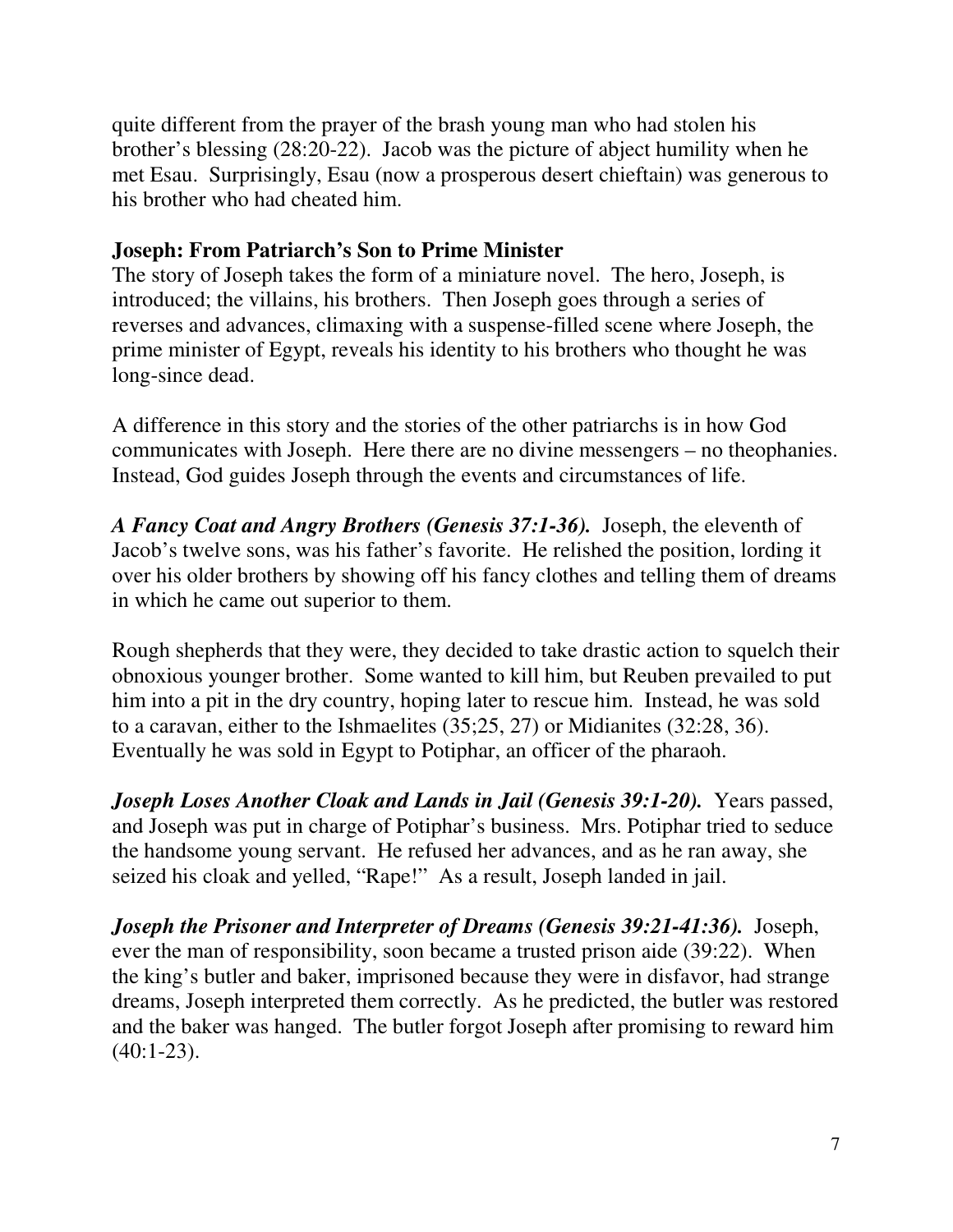quite different from the prayer of the brash young man who had stolen his brother's blessing (28:20-22). Jacob was the picture of abject humility when he met Esau. Surprisingly, Esau (now a prosperous desert chieftain) was generous to his brother who had cheated him.

### Joseph: From Patriarch's Son to Prime Minister

The story of Joseph takes the form of a miniature novel. The hero, Joseph, is introduced; the villains, his brothers. Then Joseph goes through a series of reverses and advances, climaxing with a suspense-filled scene where Joseph, the prime minister of Egypt, reveals his identity to his brothers who thought he was long-since dead.

A difference in this story and the stories of the other patriarchs is in how God communicates with Joseph. Here there are no divine messengers – no theophanies. Instead, God guides Joseph through the events and circumstances of life.

***A Fancy Coat and Angry Brothers (Genesis 37:1-36).*** Joseph, the eleventh of Jacob's twelve sons, was his father's favorite. He relished the position, lording it over his older brothers by showing off his fancy clothes and telling them of dreams in which he came out superior to them.

Rough shepherds that they were, they decided to take drastic action to squelch their obnoxious younger brother. Some wanted to kill him, but Reuben prevailed to put him into a pit in the dry country, hoping later to rescue him. Instead, he was sold to a caravan, either to the Ishmaelites (35;25, 27) or Midianites (32:28, 36). Eventually he was sold in Egypt to Potiphar, an officer of the pharaoh.

***Joseph Loses Another Cloak and Lands in Jail (Genesis 39:1-20).*** Years passed, and Joseph was put in charge of Potiphar's business. Mrs. Potiphar tried to seduce the handsome young servant. He refused her advances, and as he ran away, she seized his cloak and yelled, "Rape!" As a result, Joseph landed in jail.

***Joseph the Prisoner and Interpreter of Dreams (Genesis 39:21-41:36).*** Joseph, ever the man of responsibility, soon became a trusted prison aide (39:22). When the king's butler and baker, imprisoned because they were in disfavor, had strange dreams, Joseph interpreted them correctly. As he predicted, the butler was restored and the baker was hanged. The butler forgot Joseph after promising to reward him (40:1-23).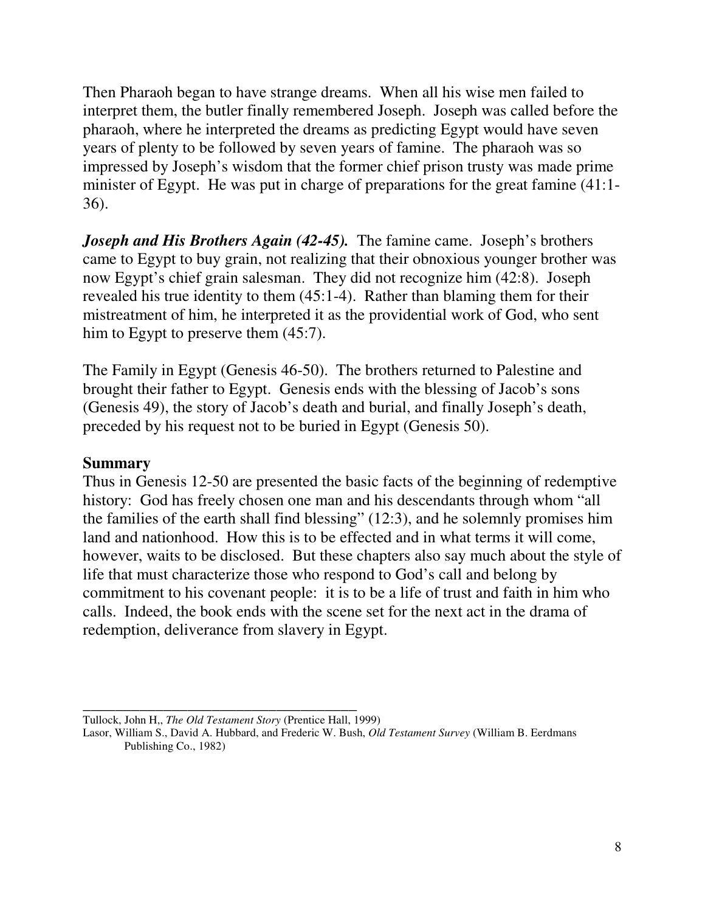Then Pharaoh began to have strange dreams. When all his wise men failed to interpret them, the butler finally remembered Joseph. Joseph was called before the pharaoh, where he interpreted the dreams as predicting Egypt would have seven years of plenty to be followed by seven years of famine. The pharaoh was so impressed by Joseph's wisdom that the former chief prison trusty was made prime minister of Egypt. He was put in charge of preparations for the great famine (41:1-36).

***Joseph and His Brothers Again (42-45).*** The famine came. Joseph's brothers came to Egypt to buy grain, not realizing that their obnoxious younger brother was now Egypt's chief grain salesman. They did not recognize him (42:8). Joseph revealed his true identity to them (45:1-4). Rather than blaming them for their mistreatment of him, he interpreted it as the providential work of God, who sent him to Egypt to preserve them (45:7).

The Family in Egypt (Genesis 46-50). The brothers returned to Palestine and brought their father to Egypt. Genesis ends with the blessing of Jacob's sons (Genesis 49), the story of Jacob's death and burial, and finally Joseph's death, preceded by his request not to be buried in Egypt (Genesis 50).

## Summary

Thus in Genesis 12-50 are presented the basic facts of the beginning of redemptive history: God has freely chosen one man and his descendants through whom "all the families of the earth shall find blessing" (12:3), and he solemnly promises him land and nationhood. How this is to be effected and in what terms it will come, however, waits to be disclosed. But these chapters also say much about the style of life that must characterize those who respond to God's call and belong by commitment to his covenant people: it is to be a life of trust and faith in him who calls. Indeed, the book ends with the scene set for the next act in the drama of redemption, deliverance from slavery in Egypt.

---

Tullock, John H,, *The Old Testament Story* (Prentice Hall, 1999)

Lasor, William S., David A. Hubbard, and Frederic W. Bush, *Old Testament Survey* (William B. Eerdmans Publishing Co., 1982)